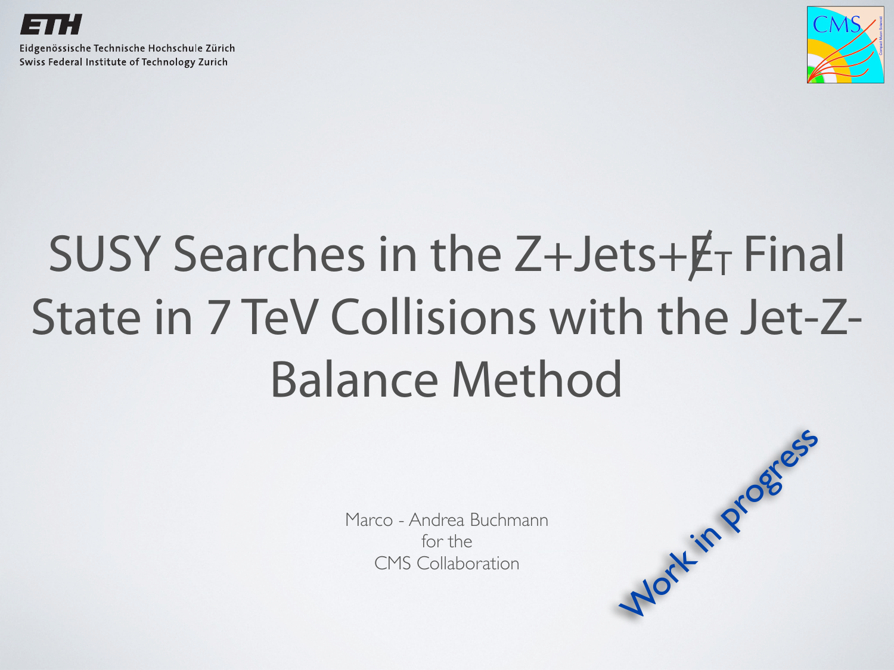ETH

Eidgenössische Technische Hochschule Zürich
Swiss Federal Institute of Technology Zurich

CMS

# SUSY Searches in the Z+Jets+$\not{E}_T$ Final State in 7 TeV Collisions with the Jet-Z-Balance Method

Marco - Andrea Buchmann
for the
CMS Collaboration

Work in progress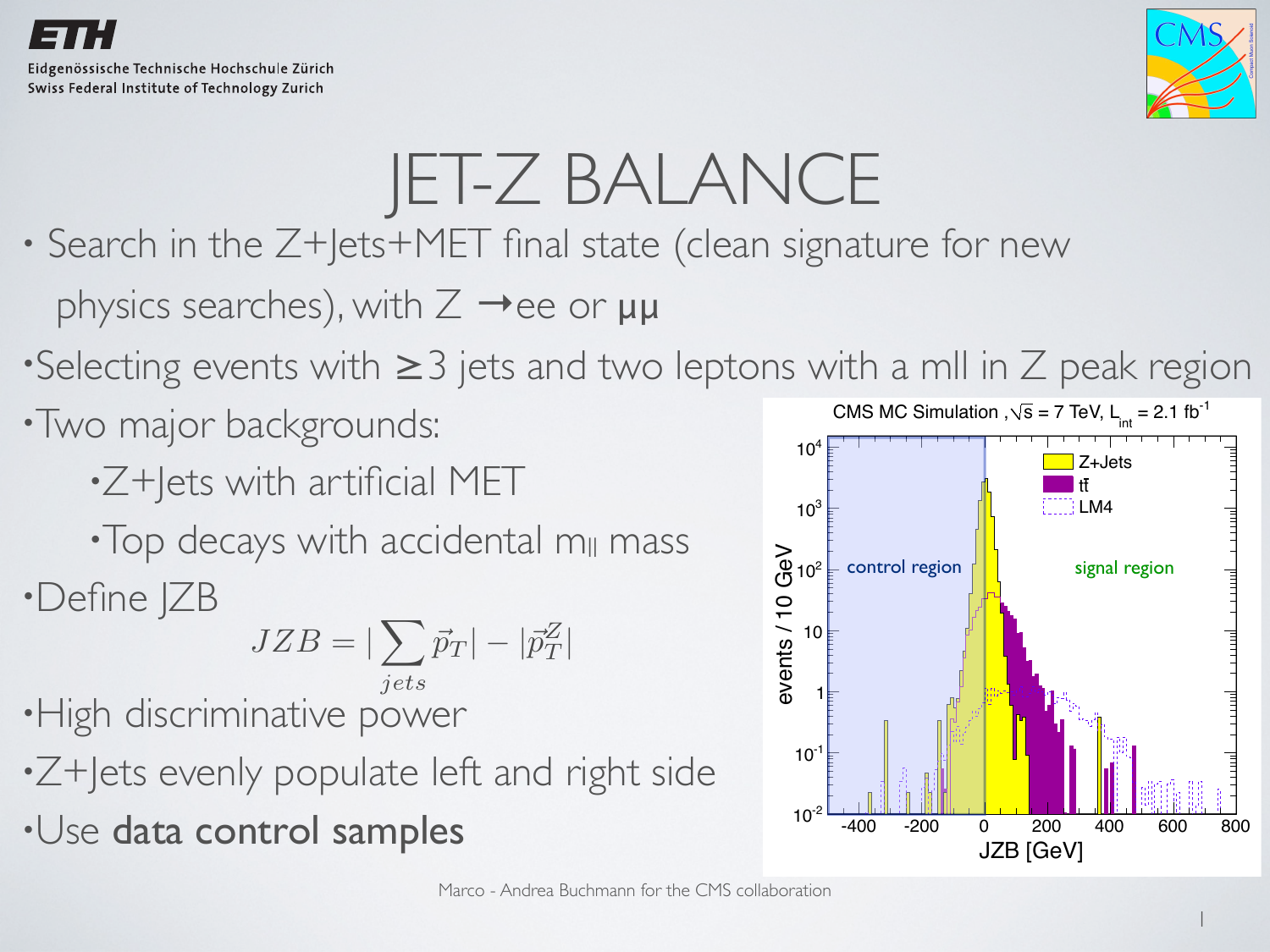# JET-Z BALANCE

- Search in the Z+Jets+MET final state (clean signature for new physics searches), with Z →ee or μμ
- Selecting events with ≥3 jets and two leptons with a mll in Z peak region
- Two major backgrounds:
  - Z+Jets with artificial MET
  - Top decays with accidental $m_{ll}$ mass
- Define JZB

$$JZB = |\sum_{jets} \vec{p}_T| - |\vec{p}_T^{Z}|$$

- High discriminative power
- Z+Jets evenly populate left and right side
- Use **data control samples**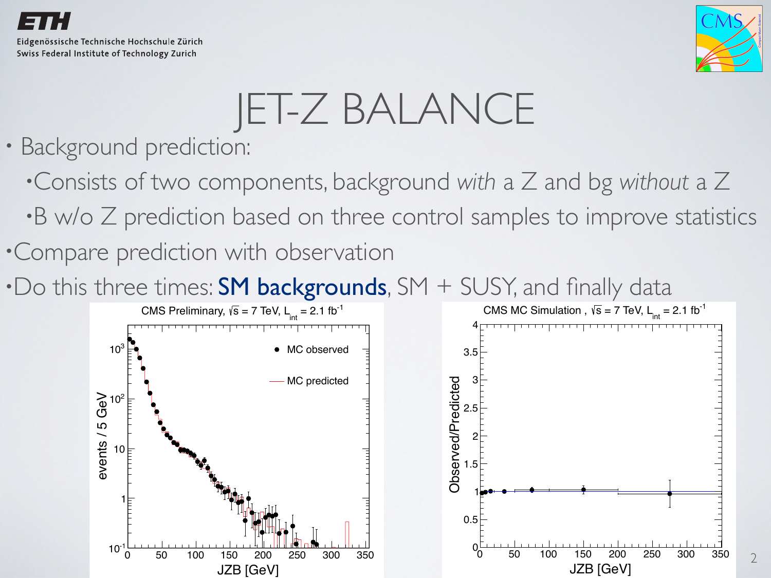# JET-Z BALANCE

- Background prediction:
  - Consists of two components, background *with* a Z and bg *without* a Z
  - B w/o Z prediction based on three control samples to improve statistics
- Compare prediction with observation
- Do this three times: **SM backgrounds**, SM + SUSY, and finally data

CMS Preliminary, $\sqrt{s}$ = 7 TeV, $L_{int}$ = 2.1 fb$^{-1}$

CMS MC Simulation , $\sqrt{s}$ = 7 TeV, $L_{int}$ = 2.1 fb$^{-1}$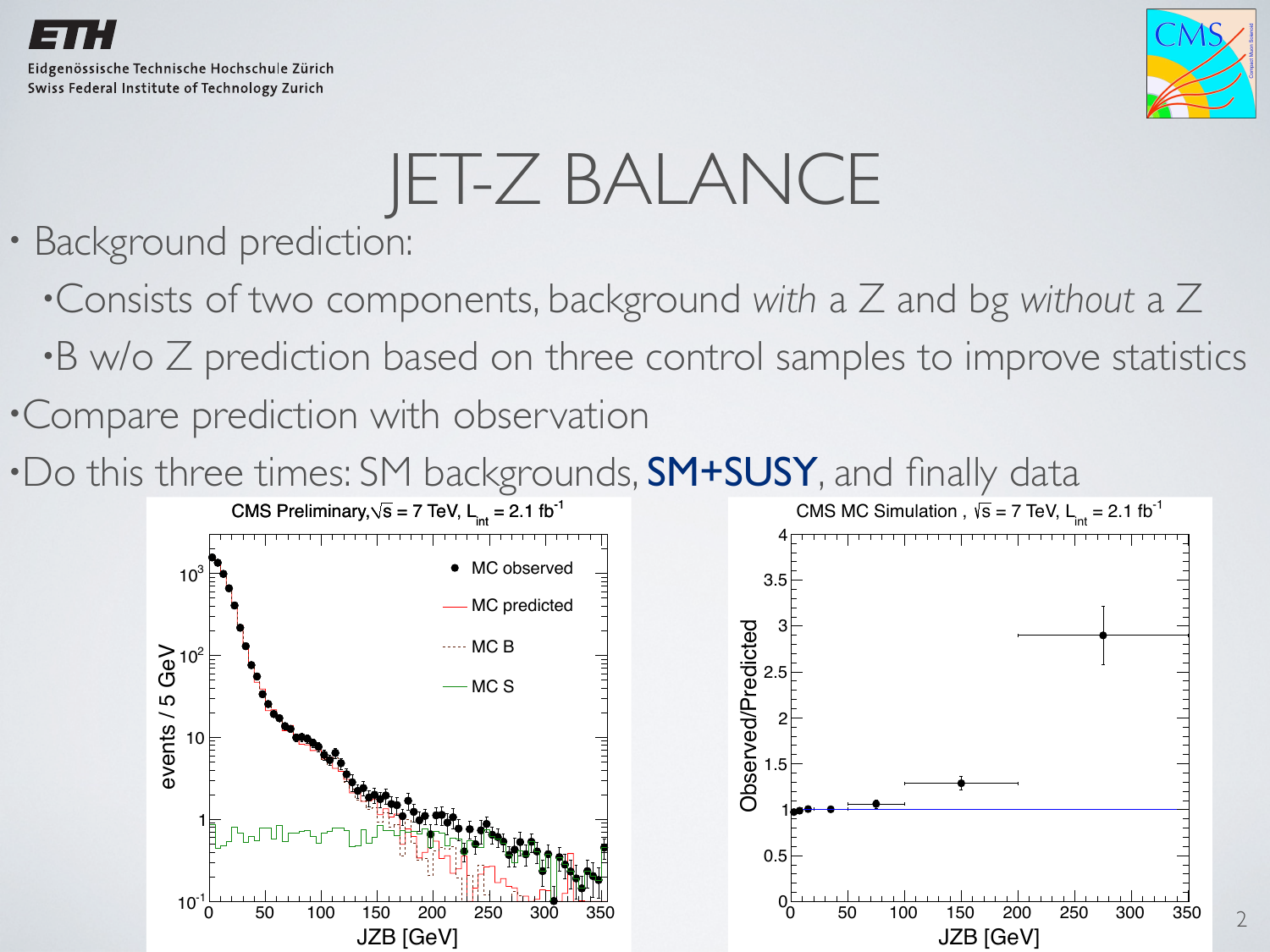# JET-Z BALANCE

- Background prediction:
  - Consists of two components, background *with* a Z and bg *without* a Z
  - B w/o Z prediction based on three control samples to improve statistics
- Compare prediction with observation
- Do this three times: SM backgrounds, **SM+SUSY**, and finally data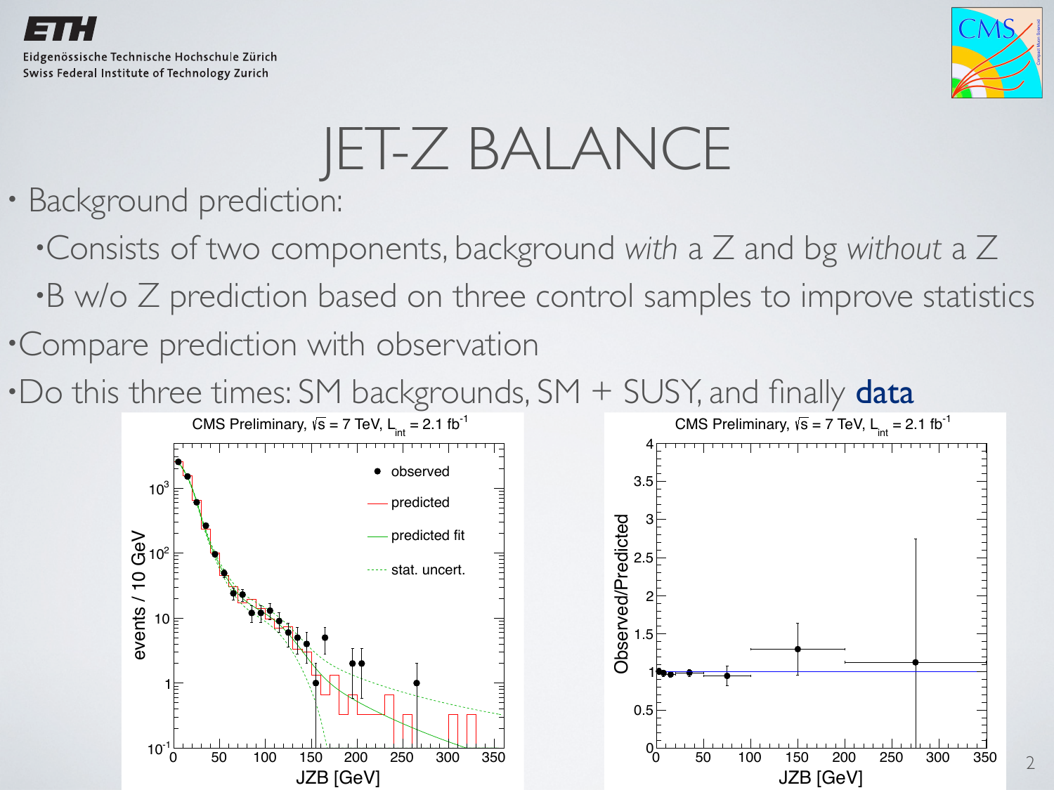# JET-Z BALANCE

- Background prediction:
  - Consists of two components, background *with* a Z and bg *without* a Z
  - B w/o Z prediction based on three control samples to improve statistics
- Compare prediction with observation
- Do this three times: SM backgrounds, SM + SUSY, and finally **data**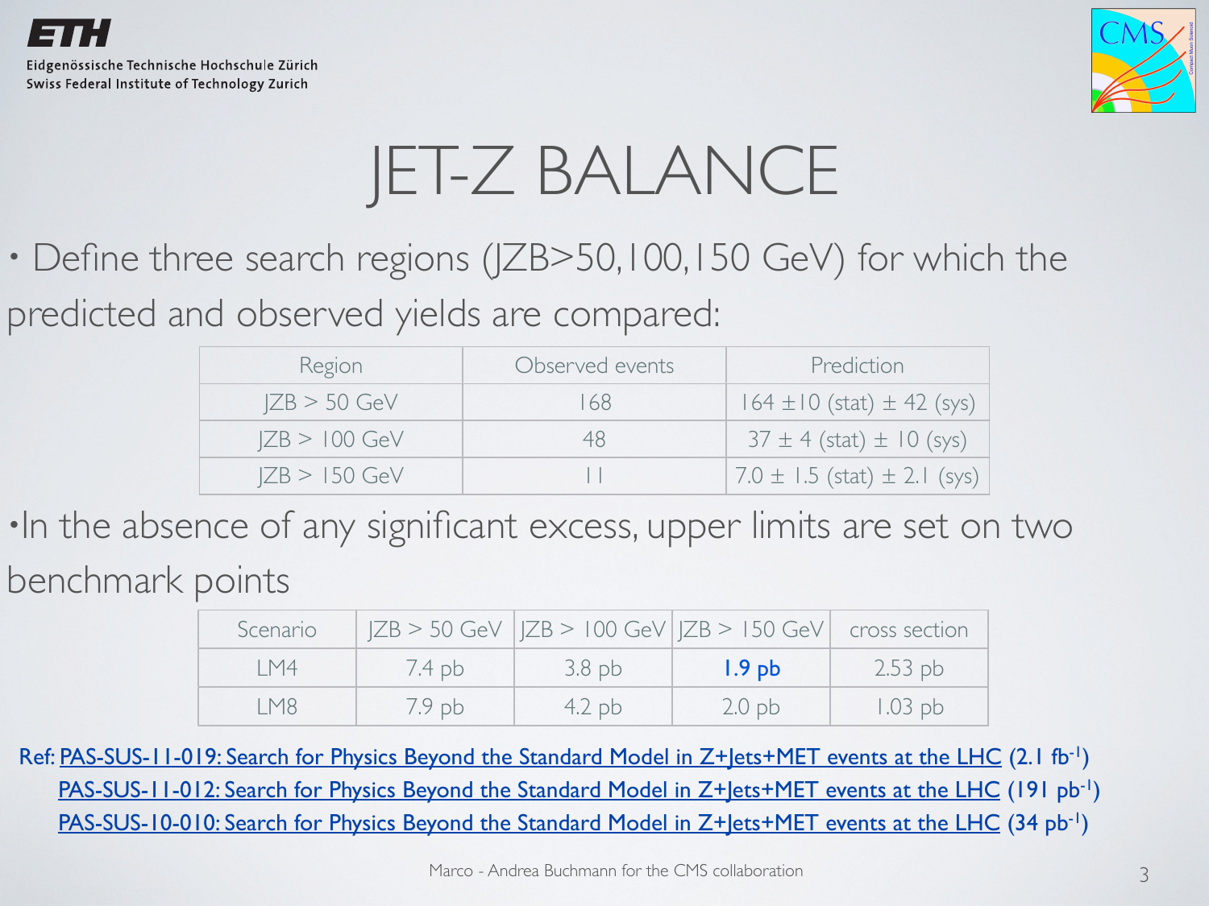# JET-Z BALANCE

- Define three search regions (JZB>50,100,150 GeV) for which the predicted and observed yields are compared:

| Region | Observed events | Prediction |
|---|---|---|
| JZB > 50 GeV | 168 | 164 ±10 (stat) ± 42 (sys) |
| JZB > 100 GeV | 48 | 37 ± 4 (stat) ± 10 (sys) |
| JZB > 150 GeV | 11 | 7.0 ± 1.5 (stat) ± 2.1 (sys) |

- In the absence of any significant excess, upper limits are set on two benchmark points

| Scenario | JZB > 50 GeV | JZB > 100 GeV | JZB > 150 GeV | cross section |
|---|---|---|---|---|
| LM4 | 7.4 pb | 3.8 pb | **1.9 pb** | 2.53 pb |
| LM8 | 7.9 pb | 4.2 pb | 2.0 pb | 1.03 pb |

Ref: PAS-SUS-11-019: Search for Physics Beyond the Standard Model in Z+Jets+MET events at the LHC (2.1 $fb^{-1}$)
PAS-SUS-11-012: Search for Physics Beyond the Standard Model in Z+Jets+MET events at the LHC (191 $pb^{-1}$)
PAS-SUS-10-010: Search for Physics Beyond the Standard Model in Z+Jets+MET events at the LHC (34 $pb^{-1}$)

Marco - Andrea Buchmann for the CMS collaboration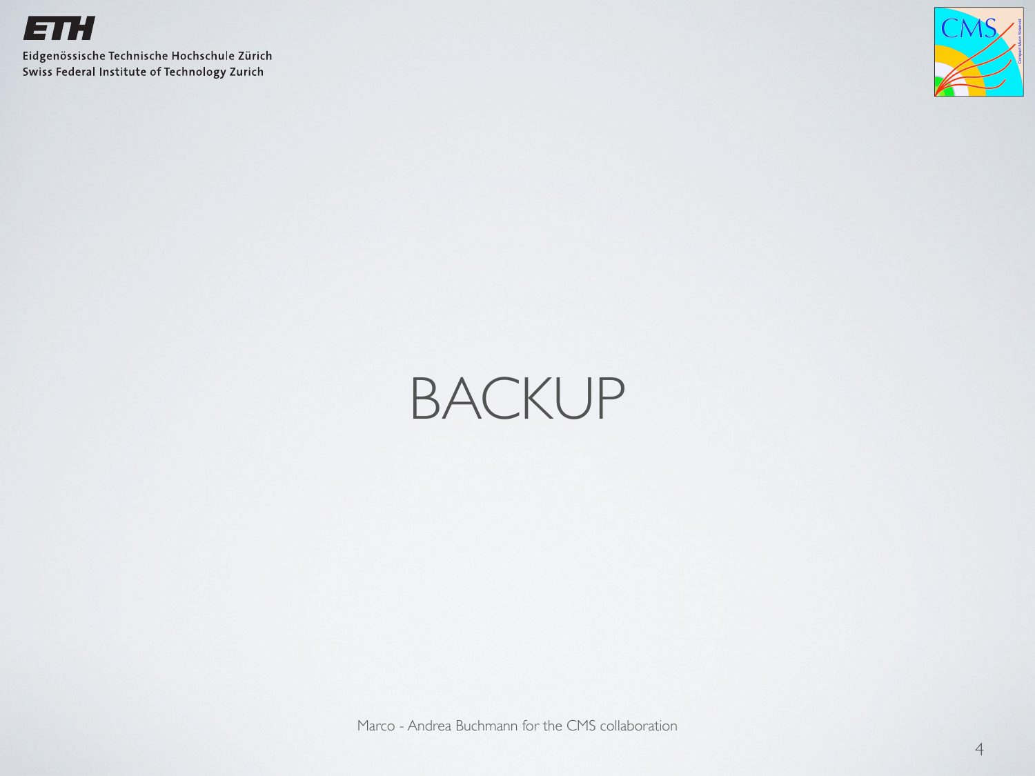# BACKUP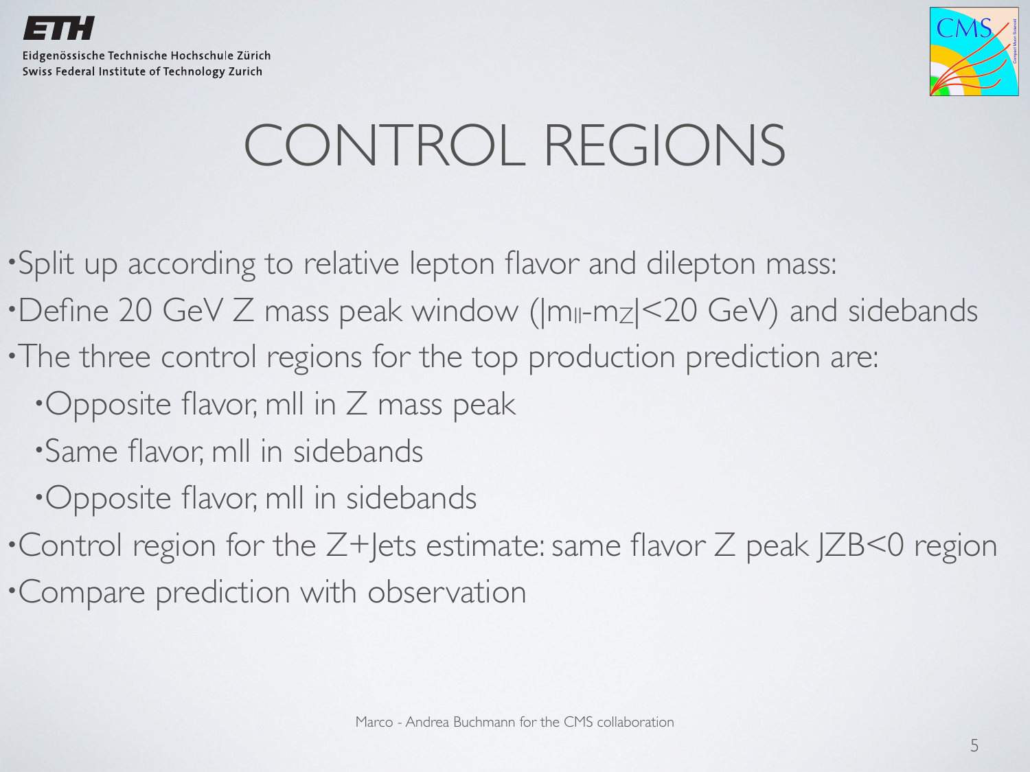# CONTROL REGIONS

- Split up according to relative lepton flavor and dilepton mass:
- Define 20 GeV Z mass peak window ($|m_{ll}-m_Z|<20$ GeV) and sidebands
- The three control regions for the top production prediction are:
  - Opposite flavor, mll in Z mass peak
  - Same flavor, mll in sidebands
  - Opposite flavor, mll in sidebands
- Control region for the Z+Jets estimate: same flavor Z peak JZB<0 region
- Compare prediction with observation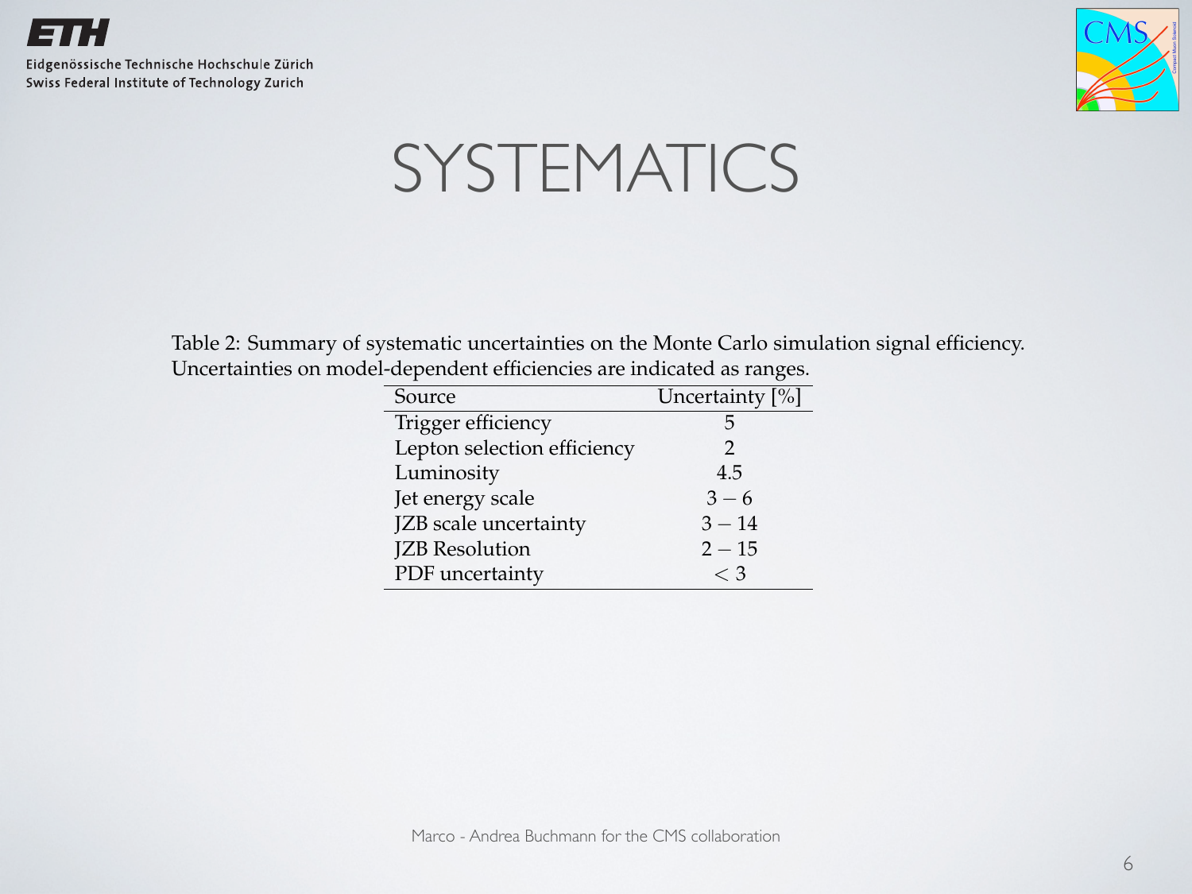Eidgenössische Technische Hochschule Zürich
Swiss Federal Institute of Technology Zurich

# SYSTEMATICS

Table 2: Summary of systematic uncertainties on the Monte Carlo simulation signal efficiency. Uncertainties on model-dependent efficiencies are indicated as ranges.

| Source | Uncertainty [%] |
|---|---|
| Trigger efficiency | 5 |
| Lepton selection efficiency | 2 |
| Luminosity | 4.5 |
| Jet energy scale | $3-6$ |
| JZB scale uncertainty | $3-14$ |
| JZB Resolution | $2-15$ |
| PDF uncertainty | $< 3$ |

Marco - Andrea Buchmann for the CMS collaboration